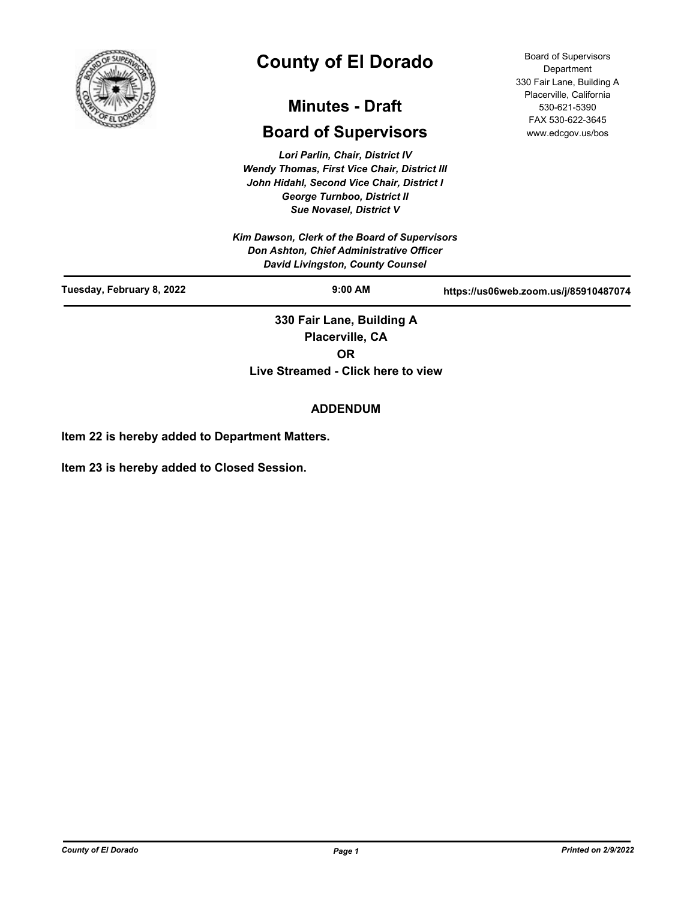# County of El Dorado

## Minutes - Draft

## Board of Supervisors

Board of Supervisors Department
330 Fair Lane, Building A
Placerville, California
530-621-5390
FAX 530-622-3645
www.edcgov.us/bos

*Lori Parlin, Chair, District IV*
*Wendy Thomas, First Vice Chair, District III*
*John Hidahl, Second Vice Chair, District I*
*George Turnboo, District II*
*Sue Novasel, District V*

*Kim Dawson, Clerk of the Board of Supervisors*
*Don Ashton, Chief Administrative Officer*
*David Livingston, County Counsel*

**Tuesday, February 8, 2022** **9:00 AM** **https://us06web.zoom.us/j/85910487074**

**330 Fair Lane, Building A**
**Placerville, CA**
**OR**
**Live Streamed - Click here to view**

**ADDENDUM**

**Item 22 is hereby added to Department Matters.**

**Item 23 is hereby added to Closed Session.**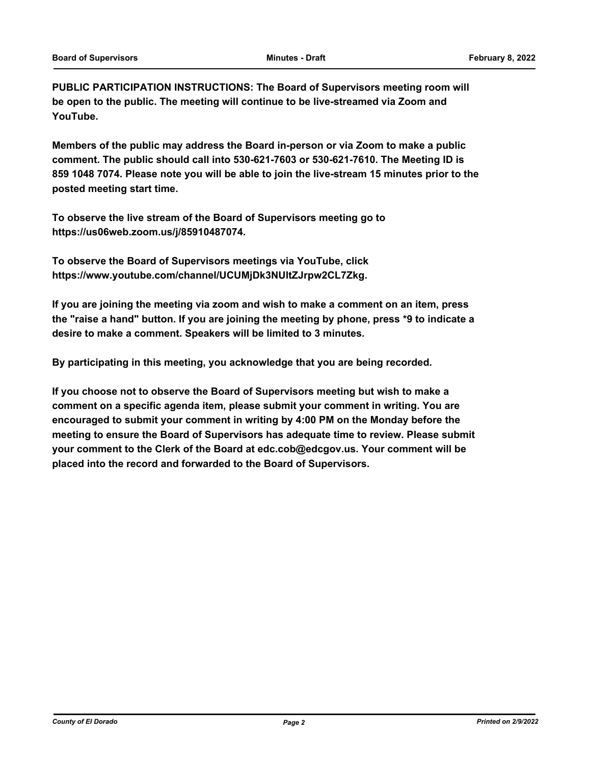**PUBLIC PARTICIPATION INSTRUCTIONS: The Board of Supervisors meeting room will be open to the public. The meeting will continue to be live-streamed via Zoom and YouTube.**

**Members of the public may address the Board in-person or via Zoom to make a public comment. The public should call into 530-621-7603 or 530-621-7610. The Meeting ID is 859 1048 7074. Please note you will be able to join the live-stream 15 minutes prior to the posted meeting start time.**

**To observe the live stream of the Board of Supervisors meeting go to https://us06web.zoom.us/j/85910487074.**

**To observe the Board of Supervisors meetings via YouTube, click https://www.youtube.com/channel/UCUMjDk3NUltZJrpw2CL7Zkg.**

**If you are joining the meeting via zoom and wish to make a comment on an item, press the "raise a hand" button. If you are joining the meeting by phone, press *9 to indicate a desire to make a comment. Speakers will be limited to 3 minutes.**

**By participating in this meeting, you acknowledge that you are being recorded.**

**If you choose not to observe the Board of Supervisors meeting but wish to make a comment on a specific agenda item, please submit your comment in writing. You are encouraged to submit your comment in writing by 4:00 PM on the Monday before the meeting to ensure the Board of Supervisors has adequate time to review. Please submit your comment to the Clerk of the Board at edc.cob@edcgov.us. Your comment will be placed into the record and forwarded to the Board of Supervisors.**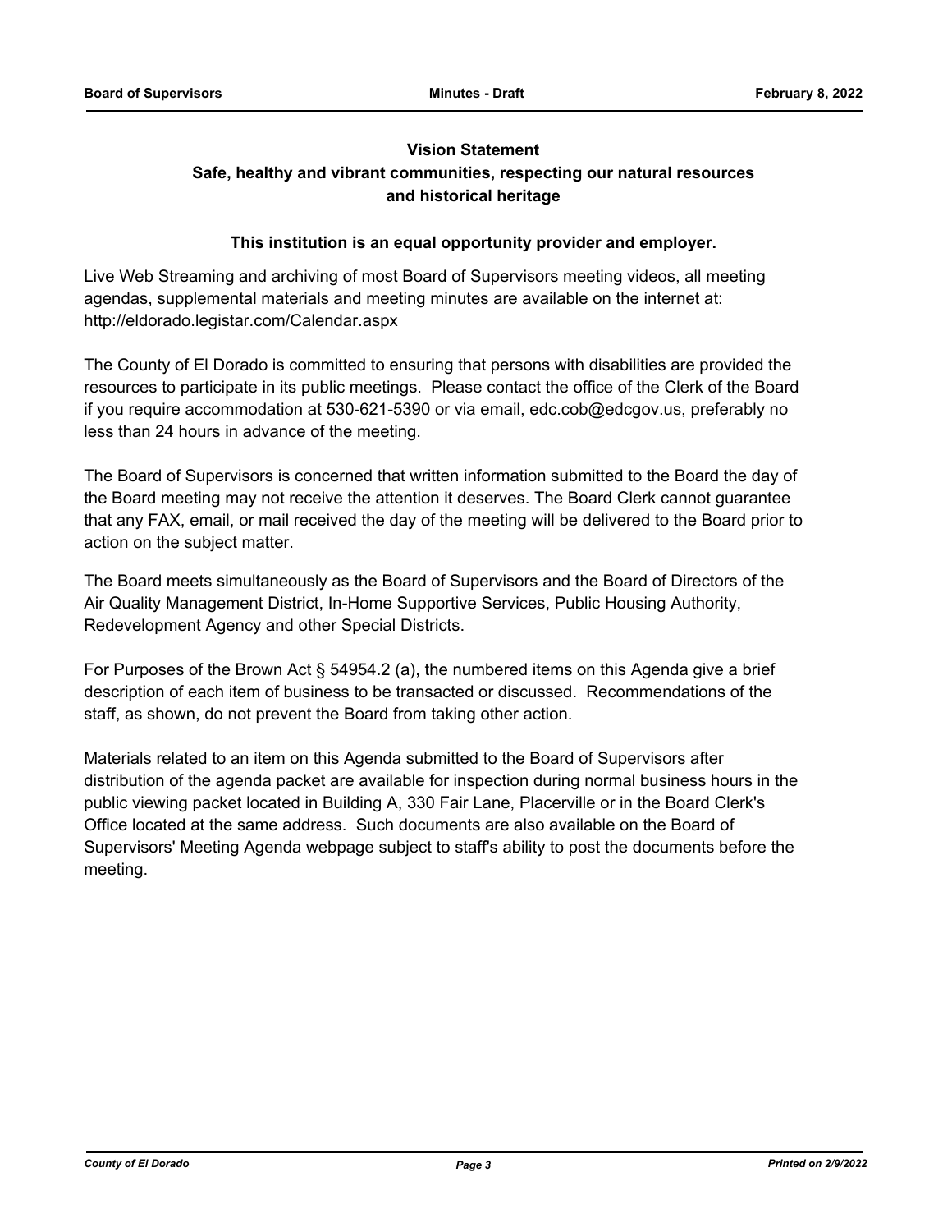**Vision Statement**

**Safe, healthy and vibrant communities, respecting our natural resources and historical heritage**

**This institution is an equal opportunity provider and employer.**

Live Web Streaming and archiving of most Board of Supervisors meeting videos, all meeting agendas, supplemental materials and meeting minutes are available on the internet at: http://eldorado.legistar.com/Calendar.aspx

The County of El Dorado is committed to ensuring that persons with disabilities are provided the resources to participate in its public meetings. Please contact the office of the Clerk of the Board if you require accommodation at 530-621-5390 or via email, edc.cob@edcgov.us, preferably no less than 24 hours in advance of the meeting.

The Board of Supervisors is concerned that written information submitted to the Board the day of the Board meeting may not receive the attention it deserves. The Board Clerk cannot guarantee that any FAX, email, or mail received the day of the meeting will be delivered to the Board prior to action on the subject matter.

The Board meets simultaneously as the Board of Supervisors and the Board of Directors of the Air Quality Management District, In-Home Supportive Services, Public Housing Authority, Redevelopment Agency and other Special Districts.

For Purposes of the Brown Act § 54954.2 (a), the numbered items on this Agenda give a brief description of each item of business to be transacted or discussed. Recommendations of the staff, as shown, do not prevent the Board from taking other action.

Materials related to an item on this Agenda submitted to the Board of Supervisors after distribution of the agenda packet are available for inspection during normal business hours in the public viewing packet located in Building A, 330 Fair Lane, Placerville or in the Board Clerk's Office located at the same address. Such documents are also available on the Board of Supervisors' Meeting Agenda webpage subject to staff's ability to post the documents before the meeting.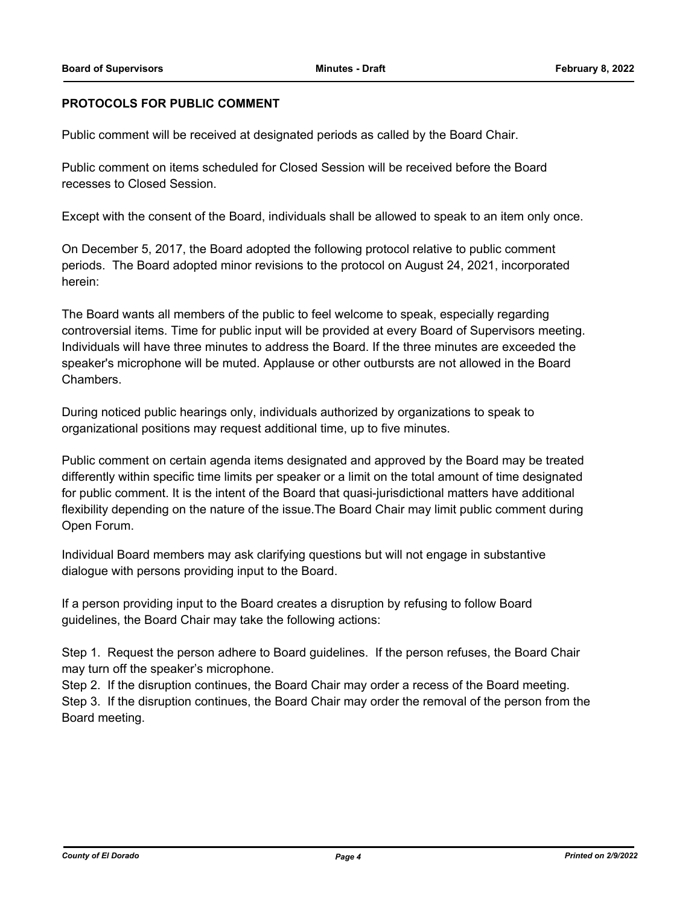**PROTOCOLS FOR PUBLIC COMMENT**

Public comment will be received at designated periods as called by the Board Chair.

Public comment on items scheduled for Closed Session will be received before the Board recesses to Closed Session.

Except with the consent of the Board, individuals shall be allowed to speak to an item only once.

On December 5, 2017, the Board adopted the following protocol relative to public comment periods. The Board adopted minor revisions to the protocol on August 24, 2021, incorporated herein:

The Board wants all members of the public to feel welcome to speak, especially regarding controversial items. Time for public input will be provided at every Board of Supervisors meeting. Individuals will have three minutes to address the Board. If the three minutes are exceeded the speaker's microphone will be muted. Applause or other outbursts are not allowed in the Board Chambers.

During noticed public hearings only, individuals authorized by organizations to speak to organizational positions may request additional time, up to five minutes.

Public comment on certain agenda items designated and approved by the Board may be treated differently within specific time limits per speaker or a limit on the total amount of time designated for public comment. It is the intent of the Board that quasi-jurisdictional matters have additional flexibility depending on the nature of the issue.The Board Chair may limit public comment during Open Forum.

Individual Board members may ask clarifying questions but will not engage in substantive dialogue with persons providing input to the Board.

If a person providing input to the Board creates a disruption by refusing to follow Board guidelines, the Board Chair may take the following actions:

Step 1. Request the person adhere to Board guidelines. If the person refuses, the Board Chair may turn off the speaker's microphone.
Step 2. If the disruption continues, the Board Chair may order a recess of the Board meeting.
Step 3. If the disruption continues, the Board Chair may order the removal of the person from the Board meeting.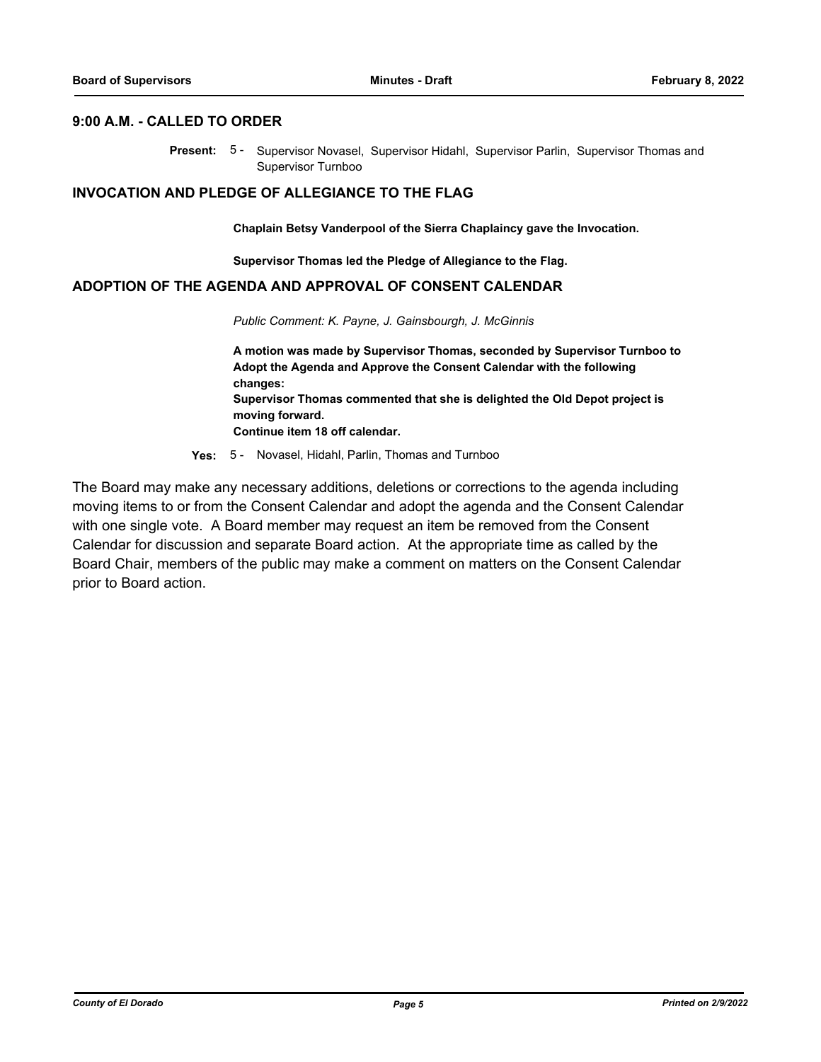## 9:00 A.M. - CALLED TO ORDER

**Present:** 5 - Supervisor Novasel, Supervisor Hidahl, Supervisor Parlin, Supervisor Thomas and Supervisor Turnboo

## INVOCATION AND PLEDGE OF ALLEGIANCE TO THE FLAG

**Chaplain Betsy Vanderpool of the Sierra Chaplaincy gave the Invocation.**

**Supervisor Thomas led the Pledge of Allegiance to the Flag.**

## ADOPTION OF THE AGENDA AND APPROVAL OF CONSENT CALENDAR

*Public Comment: K. Payne, J. Gainsbourgh, J. McGinnis*

**A motion was made by Supervisor Thomas, seconded by Supervisor Turnboo to Adopt the Agenda and Approve the Consent Calendar with the following changes:**
**Supervisor Thomas commented that she is delighted the Old Depot project is moving forward.**
**Continue item 18 off calendar.**

**Yes:** 5 - Novasel, Hidahl, Parlin, Thomas and Turnboo

The Board may make any necessary additions, deletions or corrections to the agenda including moving items to or from the Consent Calendar and adopt the agenda and the Consent Calendar with one single vote. A Board member may request an item be removed from the Consent Calendar for discussion and separate Board action. At the appropriate time as called by the Board Chair, members of the public may make a comment on matters on the Consent Calendar prior to Board action.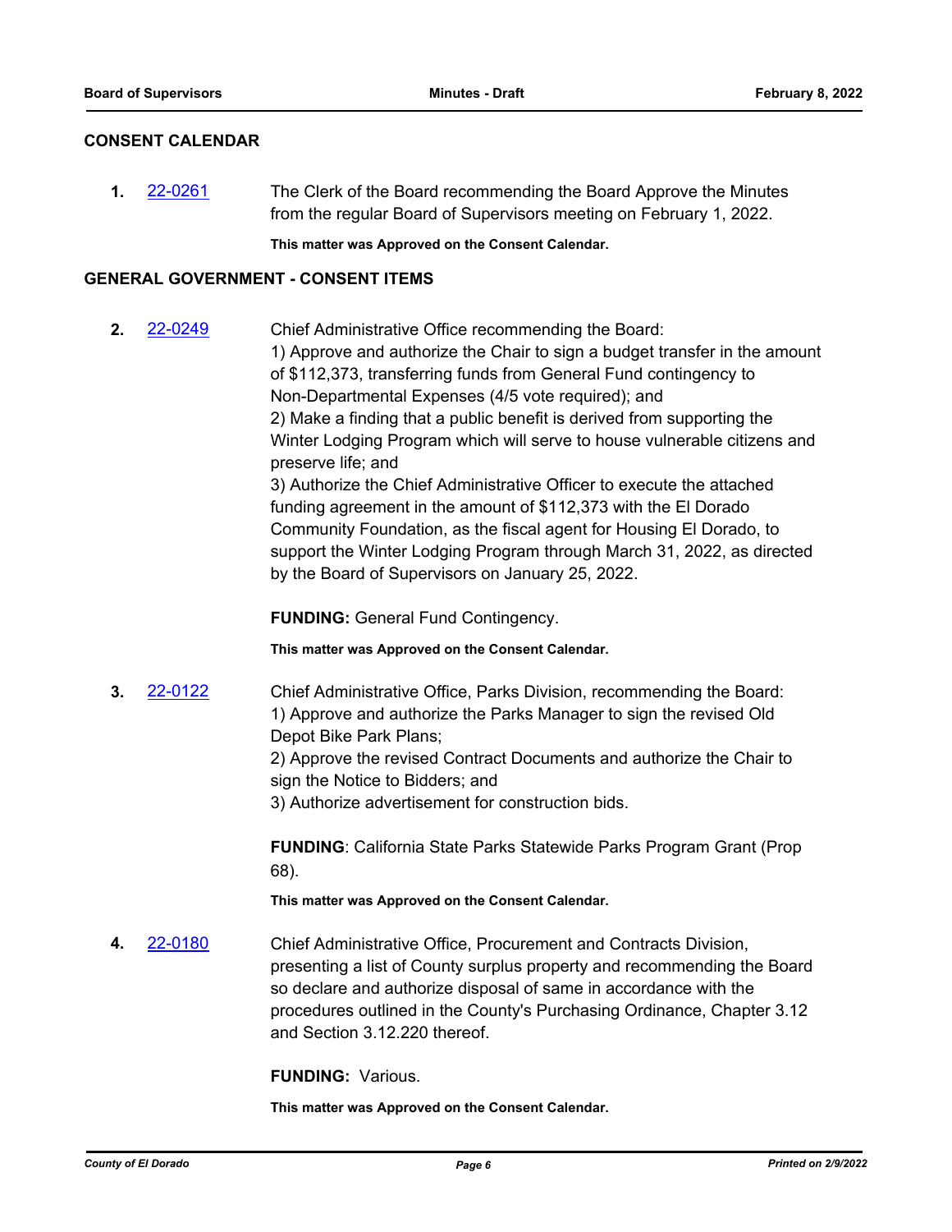## CONSENT CALENDAR

**1.** [22-0261] The Clerk of the Board recommending the Board Approve the Minutes from the regular Board of Supervisors meeting on February 1, 2022.

**This matter was Approved on the Consent Calendar.**

## GENERAL GOVERNMENT - CONSENT ITEMS

**2.** [22-0249] Chief Administrative Office recommending the Board:
1) Approve and authorize the Chair to sign a budget transfer in the amount of $112,373, transferring funds from General Fund contingency to Non-Departmental Expenses (4/5 vote required); and
2) Make a finding that a public benefit is derived from supporting the Winter Lodging Program which will serve to house vulnerable citizens and preserve life; and
3) Authorize the Chief Administrative Officer to execute the attached funding agreement in the amount of $112,373 with the El Dorado Community Foundation, as the fiscal agent for Housing El Dorado, to support the Winter Lodging Program through March 31, 2022, as directed by the Board of Supervisors on January 25, 2022.

**FUNDING:** General Fund Contingency.

**This matter was Approved on the Consent Calendar.**

**3.** [22-0122] Chief Administrative Office, Parks Division, recommending the Board:
1) Approve and authorize the Parks Manager to sign the revised Old Depot Bike Park Plans;
2) Approve the revised Contract Documents and authorize the Chair to sign the Notice to Bidders; and
3) Authorize advertisement for construction bids.

**FUNDING**: California State Parks Statewide Parks Program Grant (Prop 68).

**This matter was Approved on the Consent Calendar.**

**4.** [22-0180] Chief Administrative Office, Procurement and Contracts Division, presenting a list of County surplus property and recommending the Board so declare and authorize disposal of same in accordance with the procedures outlined in the County's Purchasing Ordinance, Chapter 3.12 and Section 3.12.220 thereof.

**FUNDING:** Various.

**This matter was Approved on the Consent Calendar.**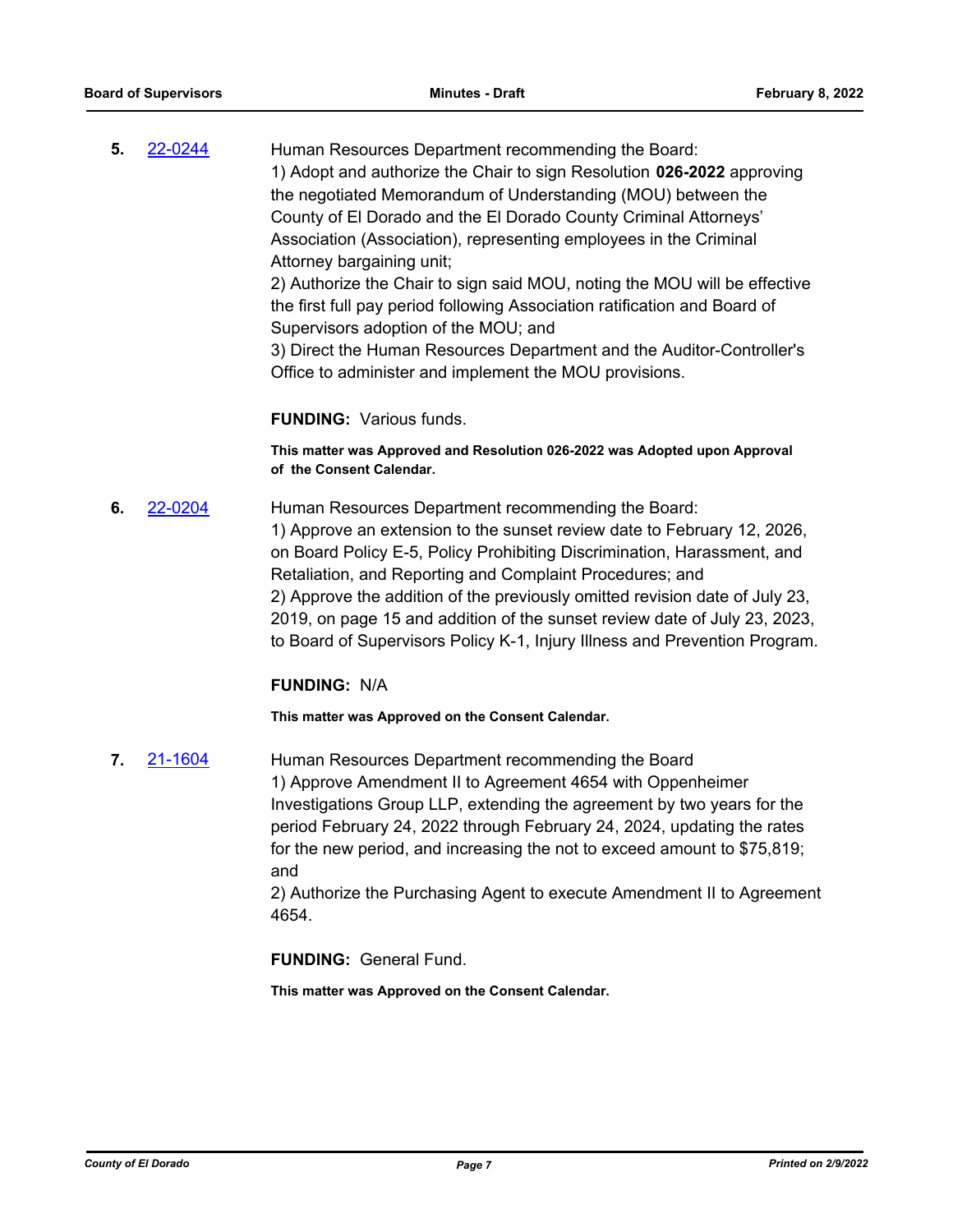**5.** 22-0244

Human Resources Department recommending the Board:
1) Adopt and authorize the Chair to sign Resolution **026-2022** approving the negotiated Memorandum of Understanding (MOU) between the County of El Dorado and the El Dorado County Criminal Attorneys' Association (Association), representing employees in the Criminal Attorney bargaining unit;
2) Authorize the Chair to sign said MOU, noting the MOU will be effective the first full pay period following Association ratification and Board of Supervisors adoption of the MOU; and
3) Direct the Human Resources Department and the Auditor-Controller's Office to administer and implement the MOU provisions.

**FUNDING:** Various funds.

**This matter was Approved and Resolution 026-2022 was Adopted upon Approval of the Consent Calendar.**

**6.** 22-0204

Human Resources Department recommending the Board:
1) Approve an extension to the sunset review date to February 12, 2026, on Board Policy E-5, Policy Prohibiting Discrimination, Harassment, and Retaliation, and Reporting and Complaint Procedures; and
2) Approve the addition of the previously omitted revision date of July 23, 2019, on page 15 and addition of the sunset review date of July 23, 2023, to Board of Supervisors Policy K-1, Injury Illness and Prevention Program.

**FUNDING:** N/A

**This matter was Approved on the Consent Calendar.**

**7.** 21-1604

Human Resources Department recommending the Board
1) Approve Amendment II to Agreement 4654 with Oppenheimer Investigations Group LLP, extending the agreement by two years for the period February 24, 2022 through February 24, 2024, updating the rates for the new period, and increasing the not to exceed amount to $75,819; and
2) Authorize the Purchasing Agent to execute Amendment II to Agreement 4654.

**FUNDING:** General Fund.

**This matter was Approved on the Consent Calendar.**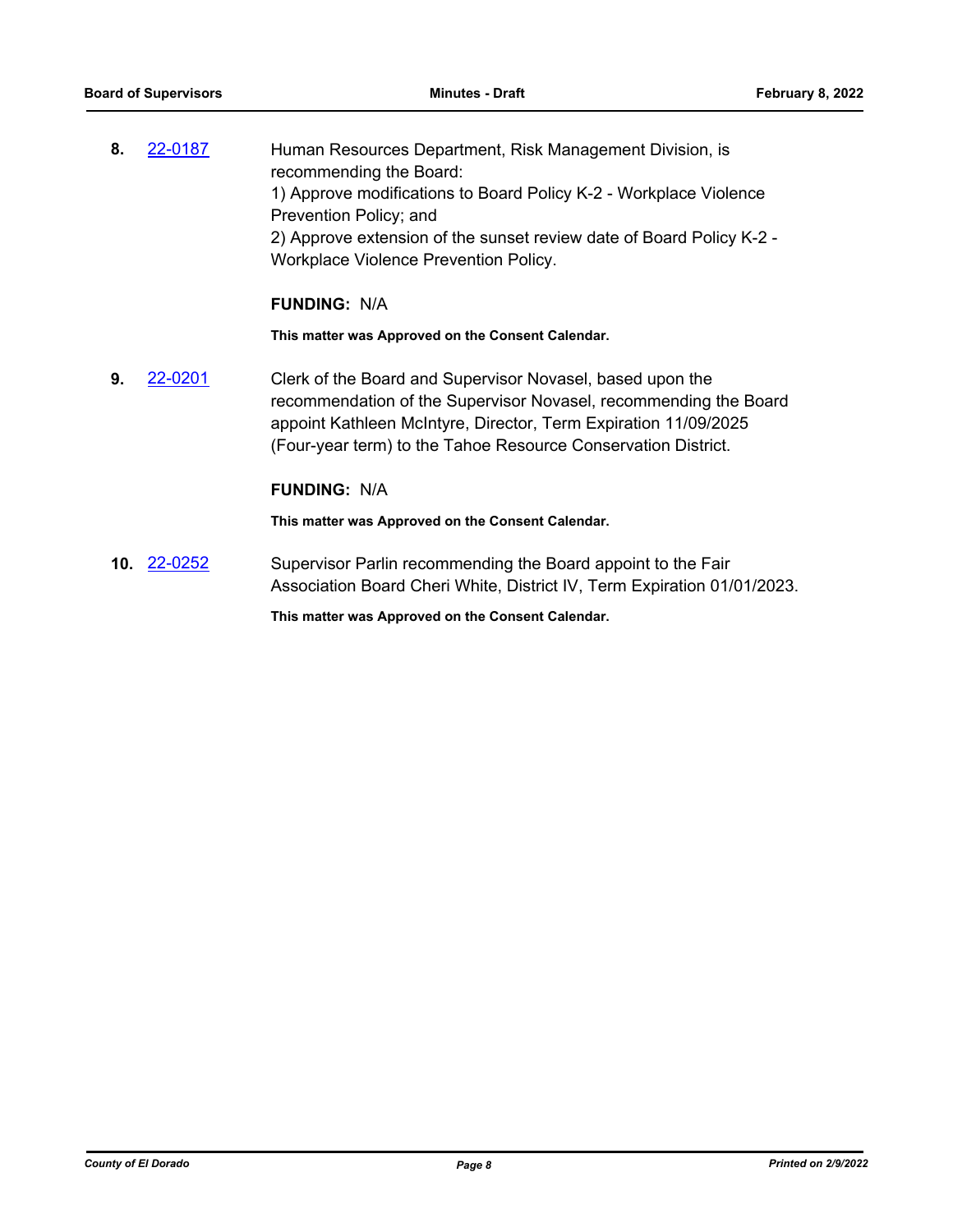**8.** 22-0187

Human Resources Department, Risk Management Division, is recommending the Board:
1) Approve modifications to Board Policy K-2 - Workplace Violence Prevention Policy; and
2) Approve extension of the sunset review date of Board Policy K-2 - Workplace Violence Prevention Policy.

**FUNDING:** N/A

**This matter was Approved on the Consent Calendar.**

**9.** 22-0201

Clerk of the Board and Supervisor Novasel, based upon the recommendation of the Supervisor Novasel, recommending the Board appoint Kathleen McIntyre, Director, Term Expiration 11/09/2025 (Four-year term) to the Tahoe Resource Conservation District.

**FUNDING:** N/A

**This matter was Approved on the Consent Calendar.**

**10.** 22-0252

Supervisor Parlin recommending the Board appoint to the Fair Association Board Cheri White, District IV, Term Expiration 01/01/2023.

**This matter was Approved on the Consent Calendar.**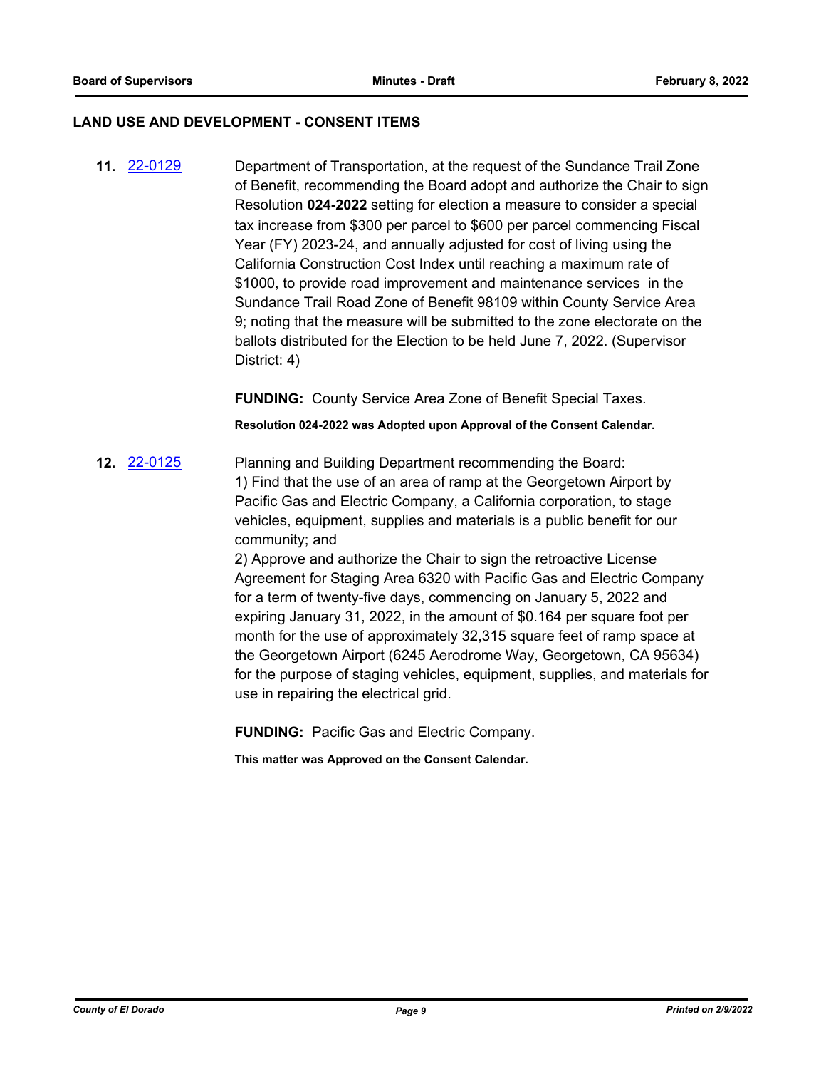## LAND USE AND DEVELOPMENT - CONSENT ITEMS

**11.** [22-0129] Department of Transportation, at the request of the Sundance Trail Zone of Benefit, recommending the Board adopt and authorize the Chair to sign Resolution **024-2022** setting for election a measure to consider a special tax increase from $300 per parcel to $600 per parcel commencing Fiscal Year (FY) 2023-24, and annually adjusted for cost of living using the California Construction Cost Index until reaching a maximum rate of $1000, to provide road improvement and maintenance services in the Sundance Trail Road Zone of Benefit 98109 within County Service Area 9; noting that the measure will be submitted to the zone electorate on the ballots distributed for the Election to be held June 7, 2022. (Supervisor District: 4)

**FUNDING:** County Service Area Zone of Benefit Special Taxes.

**Resolution 024-2022 was Adopted upon Approval of the Consent Calendar.**

**12.** [22-0125] Planning and Building Department recommending the Board:

1) Find that the use of an area of ramp at the Georgetown Airport by Pacific Gas and Electric Company, a California corporation, to stage vehicles, equipment, supplies and materials is a public benefit for our community; and

2) Approve and authorize the Chair to sign the retroactive License Agreement for Staging Area 6320 with Pacific Gas and Electric Company for a term of twenty-five days, commencing on January 5, 2022 and expiring January 31, 2022, in the amount of $0.164 per square foot per month for the use of approximately 32,315 square feet of ramp space at the Georgetown Airport (6245 Aerodrome Way, Georgetown, CA 95634) for the purpose of staging vehicles, equipment, supplies, and materials for use in repairing the electrical grid.

**FUNDING:** Pacific Gas and Electric Company.

**This matter was Approved on the Consent Calendar.**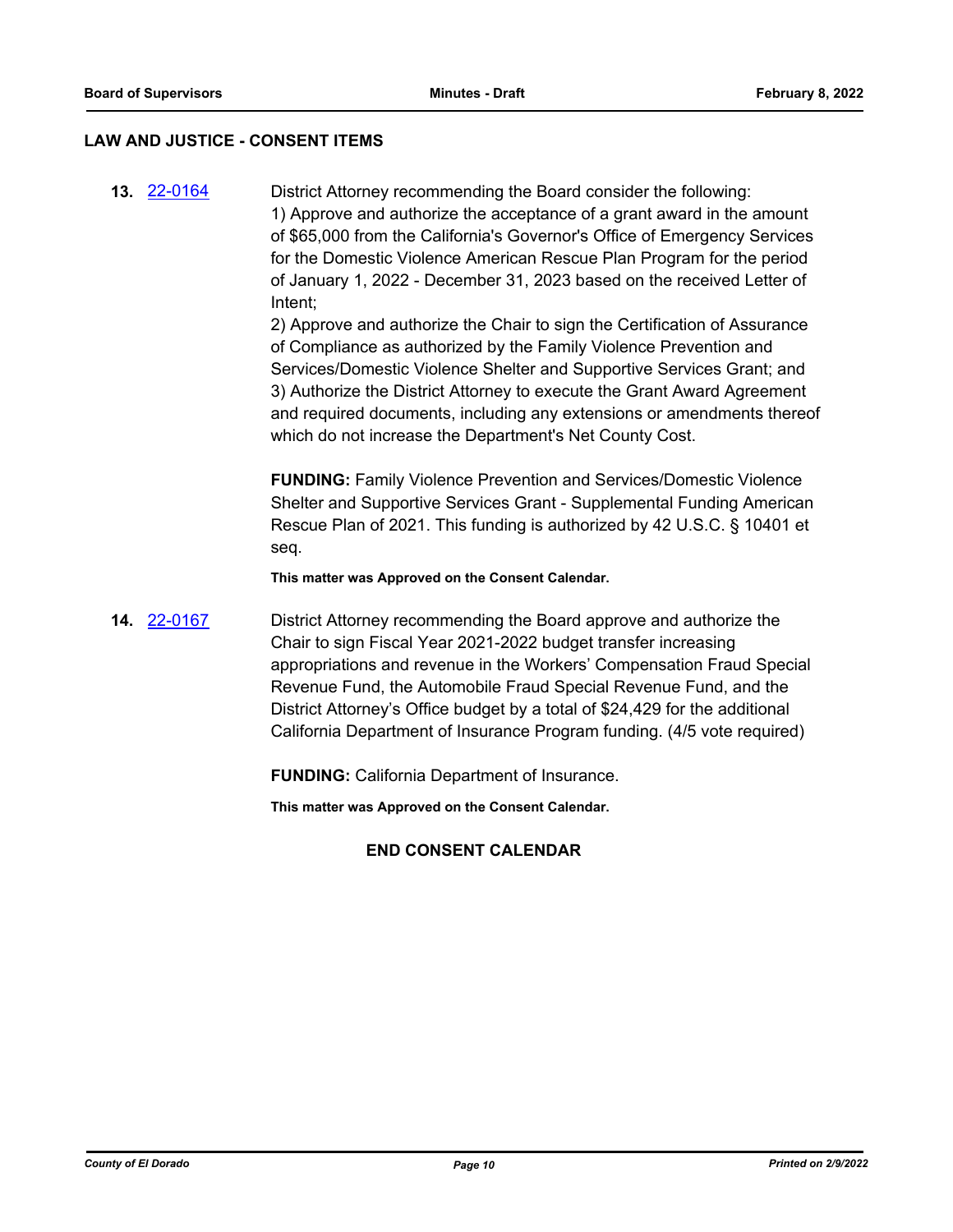## LAW AND JUSTICE - CONSENT ITEMS

**13.** 22-0164

District Attorney recommending the Board consider the following:
1) Approve and authorize the acceptance of a grant award in the amount of $65,000 from the California's Governor's Office of Emergency Services for the Domestic Violence American Rescue Plan Program for the period of January 1, 2022 - December 31, 2023 based on the received Letter of Intent;
2) Approve and authorize the Chair to sign the Certification of Assurance of Compliance as authorized by the Family Violence Prevention and Services/Domestic Violence Shelter and Supportive Services Grant; and
3) Authorize the District Attorney to execute the Grant Award Agreement and required documents, including any extensions or amendments thereof which do not increase the Department's Net County Cost.

**FUNDING:** Family Violence Prevention and Services/Domestic Violence Shelter and Supportive Services Grant - Supplemental Funding American Rescue Plan of 2021. This funding is authorized by 42 U.S.C. § 10401 et seq.

**This matter was Approved on the Consent Calendar.**

**14.** 22-0167

District Attorney recommending the Board approve and authorize the Chair to sign Fiscal Year 2021-2022 budget transfer increasing appropriations and revenue in the Workers' Compensation Fraud Special Revenue Fund, the Automobile Fraud Special Revenue Fund, and the District Attorney's Office budget by a total of $24,429 for the additional California Department of Insurance Program funding. (4/5 vote required)

**FUNDING:** California Department of Insurance.

**This matter was Approved on the Consent Calendar.**

**END CONSENT CALENDAR**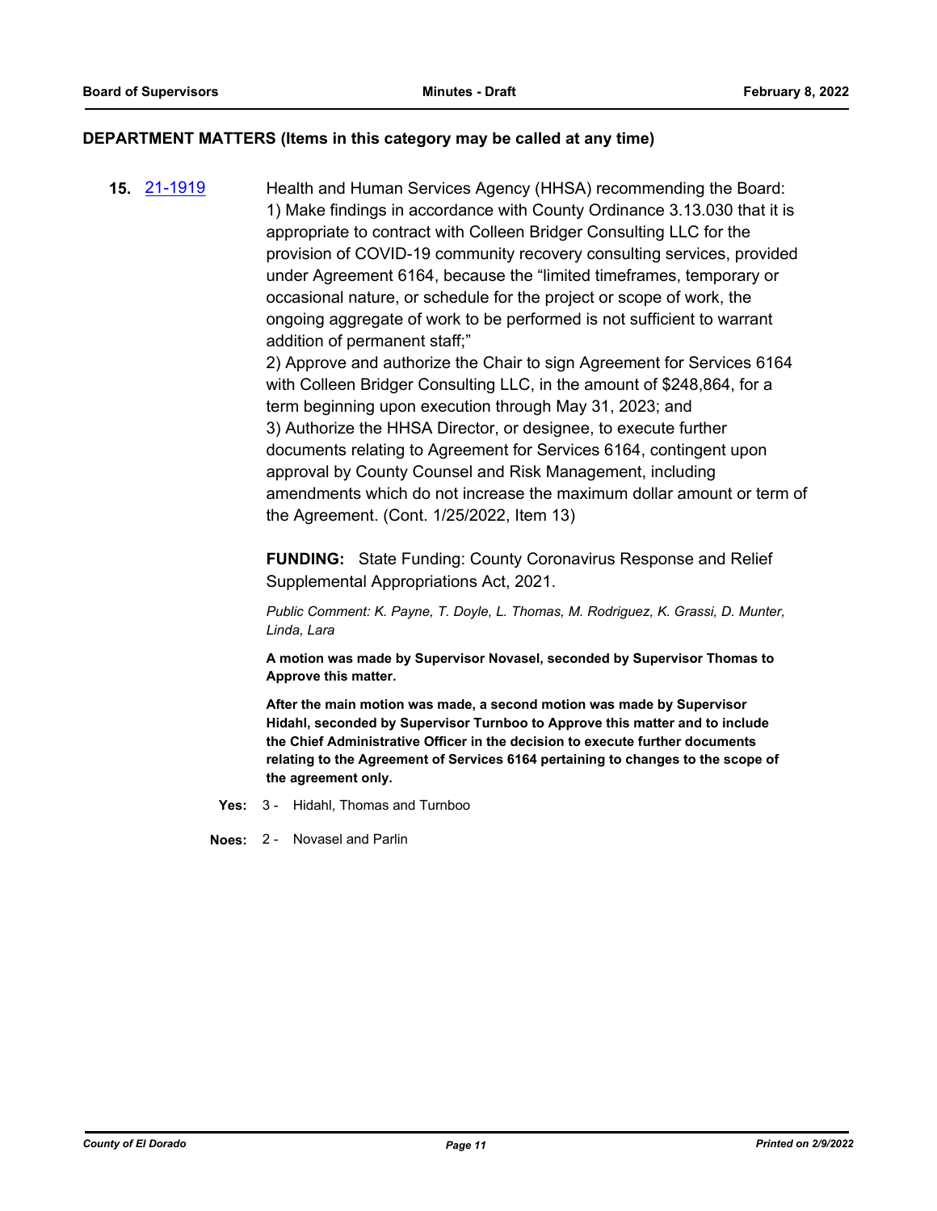## DEPARTMENT MATTERS (Items in this category may be called at any time)

**15.** [21-1919](21-1919)

Health and Human Services Agency (HHSA) recommending the Board:
1) Make findings in accordance with County Ordinance 3.13.030 that it is appropriate to contract with Colleen Bridger Consulting LLC for the provision of COVID-19 community recovery consulting services, provided under Agreement 6164, because the "limited timeframes, temporary or occasional nature, or schedule for the project or scope of work, the ongoing aggregate of work to be performed is not sufficient to warrant addition of permanent staff;"
2) Approve and authorize the Chair to sign Agreement for Services 6164 with Colleen Bridger Consulting LLC, in the amount of $248,864, for a term beginning upon execution through May 31, 2023; and
3) Authorize the HHSA Director, or designee, to execute further documents relating to Agreement for Services 6164, contingent upon approval by County Counsel and Risk Management, including amendments which do not increase the maximum dollar amount or term of the Agreement. (Cont. 1/25/2022, Item 13)

**FUNDING:** State Funding: County Coronavirus Response and Relief Supplemental Appropriations Act, 2021.

*Public Comment: K. Payne, T. Doyle, L. Thomas, M. Rodriguez, K. Grassi, D. Munter, Linda, Lara*

**A motion was made by Supervisor Novasel, seconded by Supervisor Thomas to Approve this matter.**

**After the main motion was made, a second motion was made by Supervisor Hidahl, seconded by Supervisor Turnboo to Approve this matter and to include the Chief Administrative Officer in the decision to execute further documents relating to the Agreement of Services 6164 pertaining to changes to the scope of the agreement only.**

**Yes:** 3 - Hidahl, Thomas and Turnboo

**Noes:** 2 - Novasel and Parlin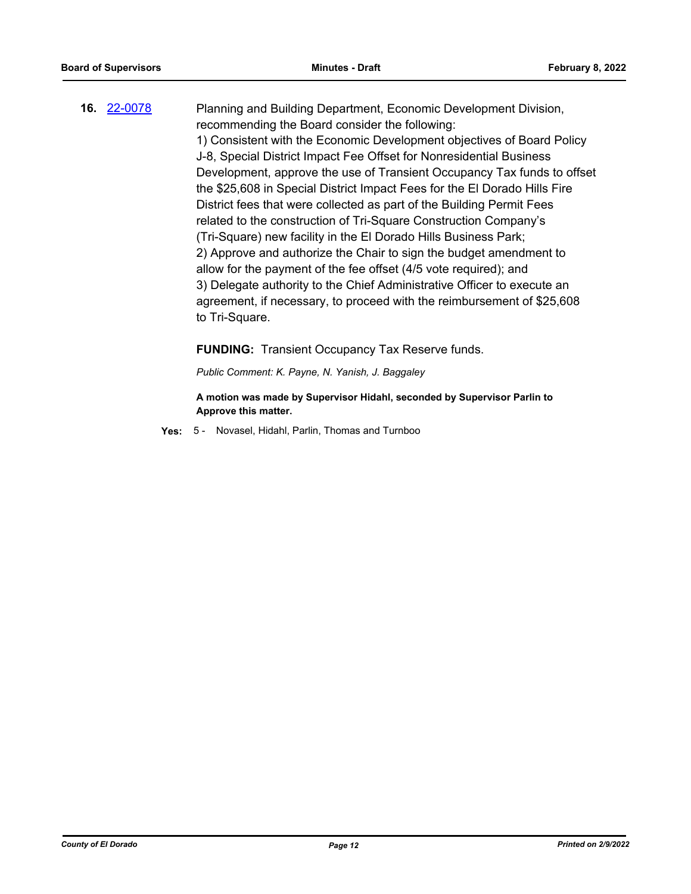**16.** [22-0078](22-0078)

Planning and Building Department, Economic Development Division, recommending the Board consider the following:

1) Consistent with the Economic Development objectives of Board Policy J-8, Special District Impact Fee Offset for Nonresidential Business Development, approve the use of Transient Occupancy Tax funds to offset the $25,608 in Special District Impact Fees for the El Dorado Hills Fire District fees that were collected as part of the Building Permit Fees related to the construction of Tri-Square Construction Company's (Tri-Square) new facility in the El Dorado Hills Business Park;

2) Approve and authorize the Chair to sign the budget amendment to allow for the payment of the fee offset (4/5 vote required); and

3) Delegate authority to the Chief Administrative Officer to execute an agreement, if necessary, to proceed with the reimbursement of $25,608 to Tri-Square.

**FUNDING:** Transient Occupancy Tax Reserve funds.

*Public Comment: K. Payne, N. Yanish, J. Baggaley*

**A motion was made by Supervisor Hidahl, seconded by Supervisor Parlin to Approve this matter.**

**Yes:** 5 - Novasel, Hidahl, Parlin, Thomas and Turnboo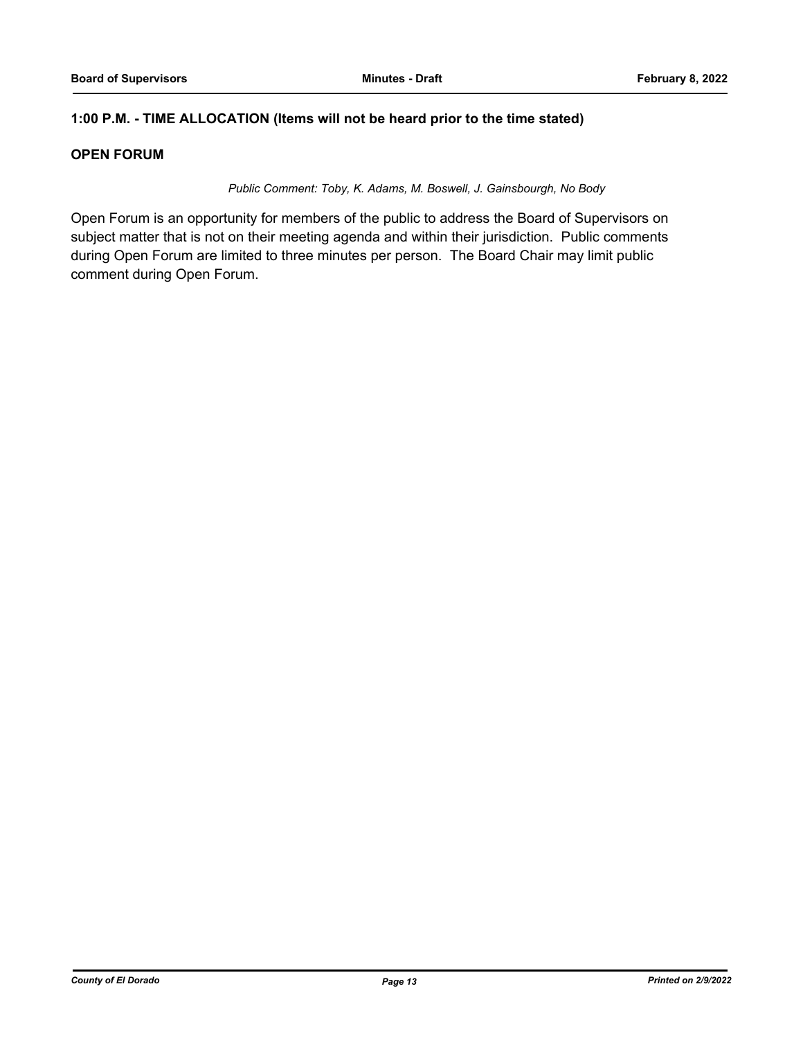**1:00 P.M. - TIME ALLOCATION (Items will not be heard prior to the time stated)**

**OPEN FORUM**

*Public Comment: Toby, K. Adams, M. Boswell, J. Gainsbourgh, No Body*

Open Forum is an opportunity for members of the public to address the Board of Supervisors on subject matter that is not on their meeting agenda and within their jurisdiction. Public comments during Open Forum are limited to three minutes per person. The Board Chair may limit public comment during Open Forum.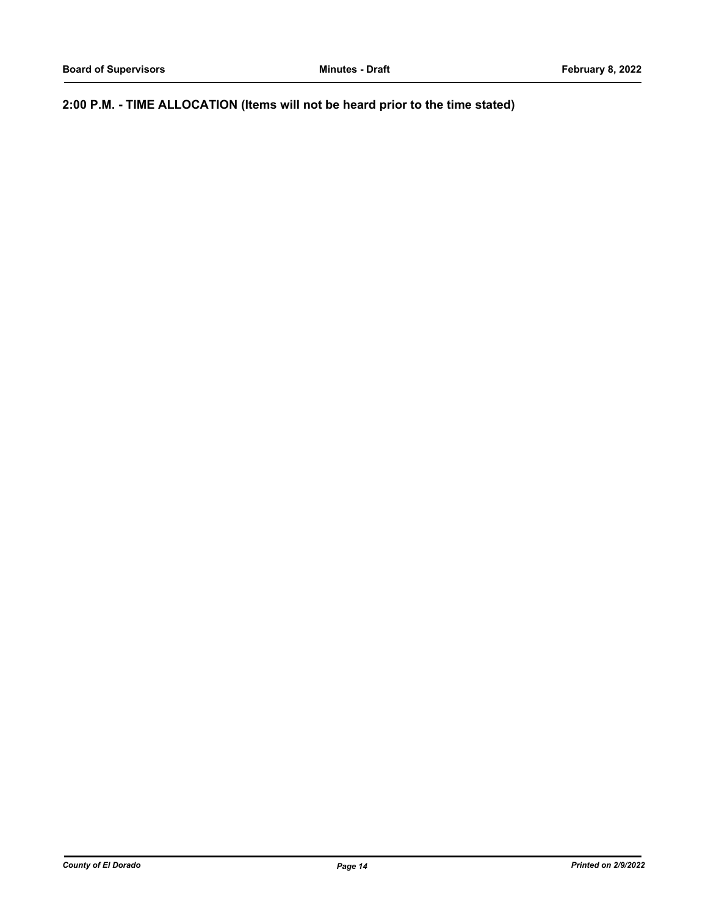## 2:00 P.M. - TIME ALLOCATION (Items will not be heard prior to the time stated)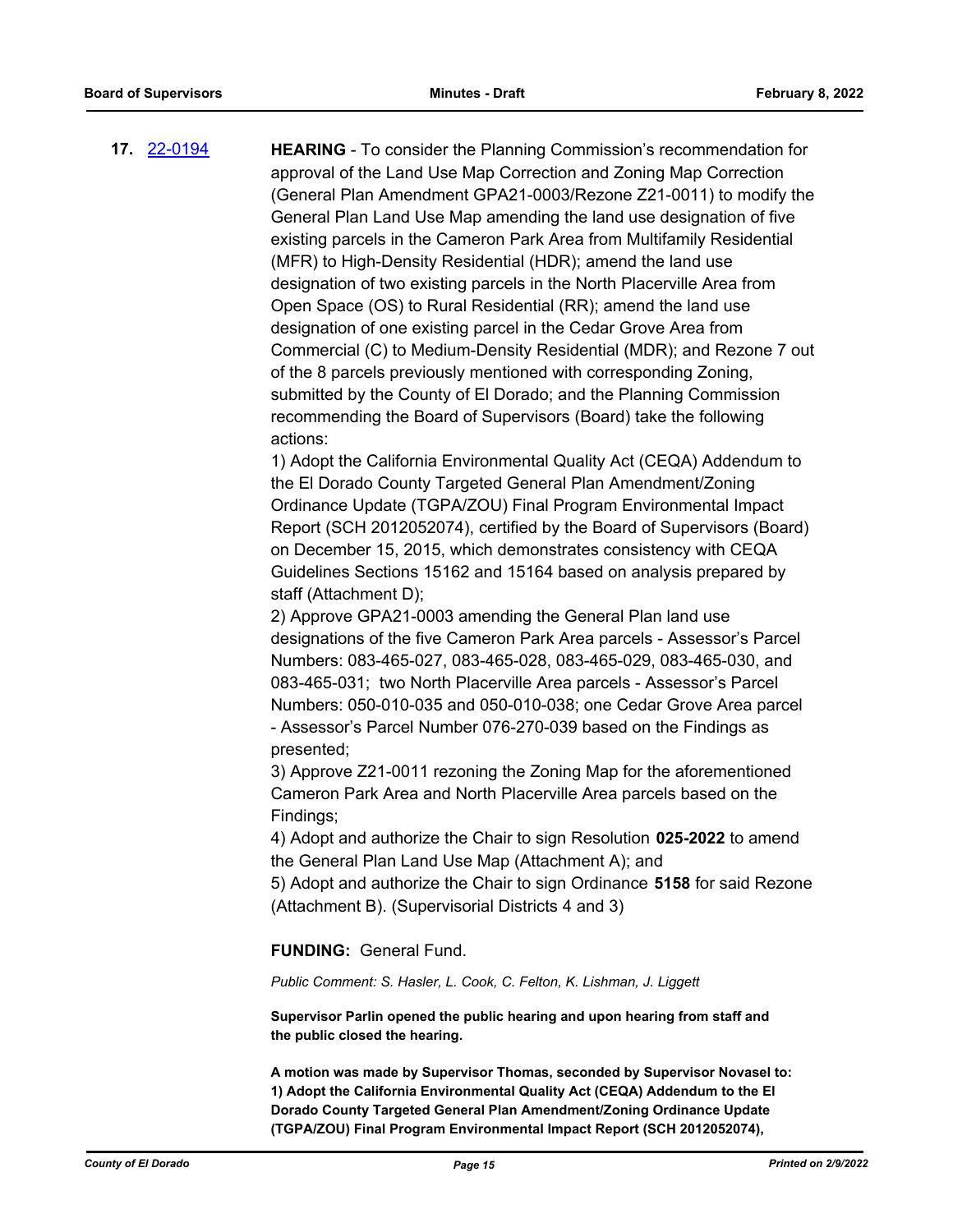**17.** [22-0194](22-0194)

**HEARING** - To consider the Planning Commission's recommendation for approval of the Land Use Map Correction and Zoning Map Correction (General Plan Amendment GPA21-0003/Rezone Z21-0011) to modify the General Plan Land Use Map amending the land use designation of five existing parcels in the Cameron Park Area from Multifamily Residential (MFR) to High-Density Residential (HDR); amend the land use designation of two existing parcels in the North Placerville Area from Open Space (OS) to Rural Residential (RR); amend the land use designation of one existing parcel in the Cedar Grove Area from Commercial (C) to Medium-Density Residential (MDR); and Rezone 7 out of the 8 parcels previously mentioned with corresponding Zoning, submitted by the County of El Dorado; and the Planning Commission recommending the Board of Supervisors (Board) take the following actions:

1) Adopt the California Environmental Quality Act (CEQA) Addendum to the El Dorado County Targeted General Plan Amendment/Zoning Ordinance Update (TGPA/ZOU) Final Program Environmental Impact Report (SCH 2012052074), certified by the Board of Supervisors (Board) on December 15, 2015, which demonstrates consistency with CEQA Guidelines Sections 15162 and 15164 based on analysis prepared by staff (Attachment D);

2) Approve GPA21-0003 amending the General Plan land use designations of the five Cameron Park Area parcels - Assessor's Parcel Numbers: 083-465-027, 083-465-028, 083-465-029, 083-465-030, and 083-465-031; two North Placerville Area parcels - Assessor's Parcel Numbers: 050-010-035 and 050-010-038; one Cedar Grove Area parcel - Assessor's Parcel Number 076-270-039 based on the Findings as presented;

3) Approve Z21-0011 rezoning the Zoning Map for the aforementioned Cameron Park Area and North Placerville Area parcels based on the Findings;

4) Adopt and authorize the Chair to sign Resolution **025-2022** to amend the General Plan Land Use Map (Attachment A); and

5) Adopt and authorize the Chair to sign Ordinance **5158** for said Rezone (Attachment B). (Supervisorial Districts 4 and 3)

**FUNDING:** General Fund.

*Public Comment: S. Hasler, L. Cook, C. Felton, K. Lishman, J. Liggett*

**Supervisor Parlin opened the public hearing and upon hearing from staff and the public closed the hearing.**

**A motion was made by Supervisor Thomas, seconded by Supervisor Novasel to:**
**1) Adopt the California Environmental Quality Act (CEQA) Addendum to the El Dorado County Targeted General Plan Amendment/Zoning Ordinance Update (TGPA/ZOU) Final Program Environmental Impact Report (SCH 2012052074),**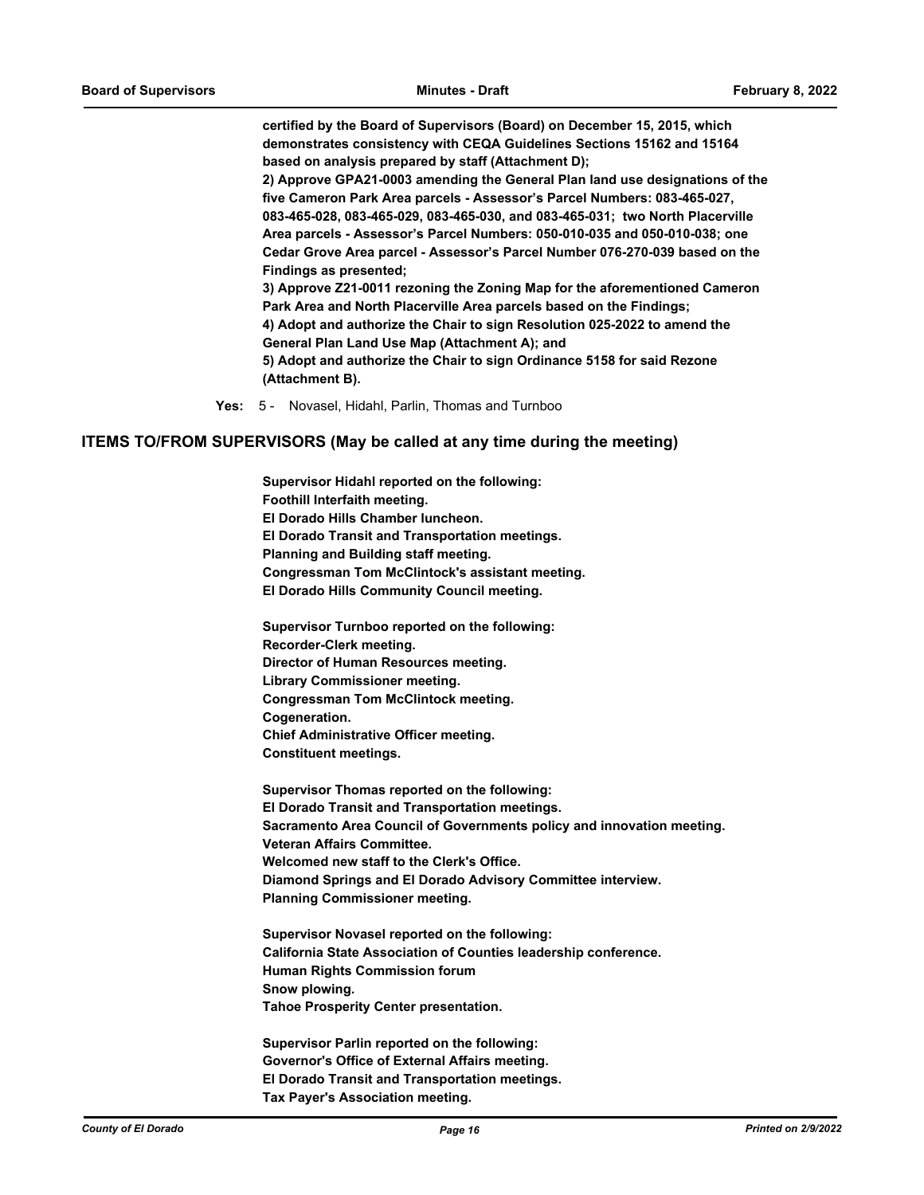**certified by the Board of Supervisors (Board) on December 15, 2015, which demonstrates consistency with CEQA Guidelines Sections 15162 and 15164 based on analysis prepared by staff (Attachment D);**
**2) Approve GPA21-0003 amending the General Plan land use designations of the five Cameron Park Area parcels - Assessor's Parcel Numbers: 083-465-027, 083-465-028, 083-465-029, 083-465-030, and 083-465-031; two North Placerville Area parcels - Assessor's Parcel Numbers: 050-010-035 and 050-010-038; one Cedar Grove Area parcel - Assessor's Parcel Number 076-270-039 based on the Findings as presented;**
**3) Approve Z21-0011 rezoning the Zoning Map for the aforementioned Cameron Park Area and North Placerville Area parcels based on the Findings;**
**4) Adopt and authorize the Chair to sign Resolution 025-2022 to amend the General Plan Land Use Map (Attachment A); and**
**5) Adopt and authorize the Chair to sign Ordinance 5158 for said Rezone (Attachment B).**

**Yes:** 5 - Novasel, Hidahl, Parlin, Thomas and Turnboo

## ITEMS TO/FROM SUPERVISORS (May be called at any time during the meeting)

**Supervisor Hidahl reported on the following:**
**Foothill Interfaith meeting.**
**El Dorado Hills Chamber luncheon.**
**El Dorado Transit and Transportation meetings.**
**Planning and Building staff meeting.**
**Congressman Tom McClintock's assistant meeting.**
**El Dorado Hills Community Council meeting.**

**Supervisor Turnboo reported on the following:**
**Recorder-Clerk meeting.**
**Director of Human Resources meeting.**
**Library Commissioner meeting.**
**Congressman Tom McClintock meeting.**
**Cogeneration.**
**Chief Administrative Officer meeting.**
**Constituent meetings.**

**Supervisor Thomas reported on the following:**
**El Dorado Transit and Transportation meetings.**
**Sacramento Area Council of Governments policy and innovation meeting.**
**Veteran Affairs Committee.**
**Welcomed new staff to the Clerk's Office.**
**Diamond Springs and El Dorado Advisory Committee interview.**
**Planning Commissioner meeting.**

**Supervisor Novasel reported on the following:**
**California State Association of Counties leadership conference.**
**Human Rights Commission forum**
**Snow plowing.**
**Tahoe Prosperity Center presentation.**

**Supervisor Parlin reported on the following:**
**Governor's Office of External Affairs meeting.**
**El Dorado Transit and Transportation meetings.**
**Tax Payer's Association meeting.**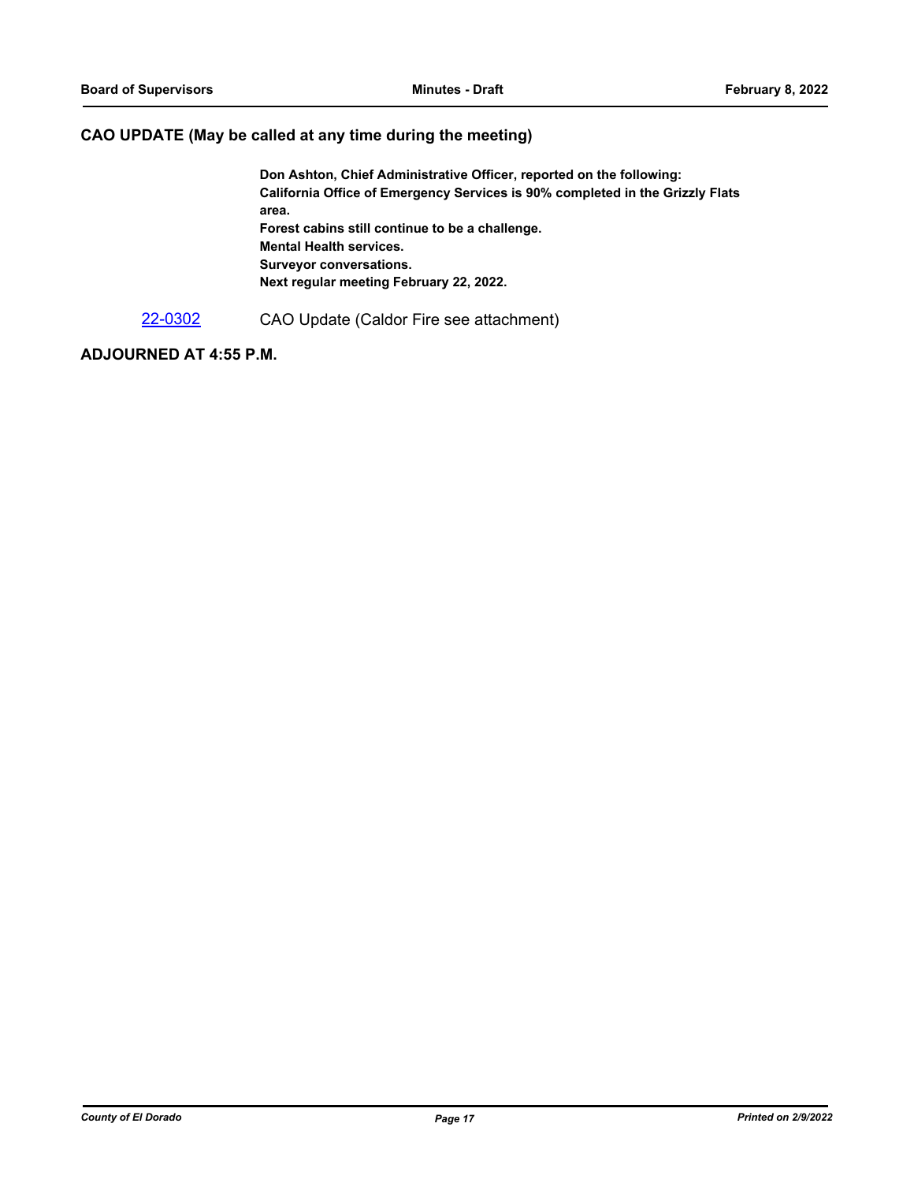## CAO UPDATE (May be called at any time during the meeting)

**Don Ashton, Chief Administrative Officer, reported on the following:**
**California Office of Emergency Services is 90% completed in the Grizzly Flats area.**
**Forest cabins still continue to be a challenge.**
**Mental Health services.**
**Surveyor conversations.**
**Next regular meeting February 22, 2022.**

22-0302 CAO Update (Caldor Fire see attachment)

## ADJOURNED AT 4:55 P.M.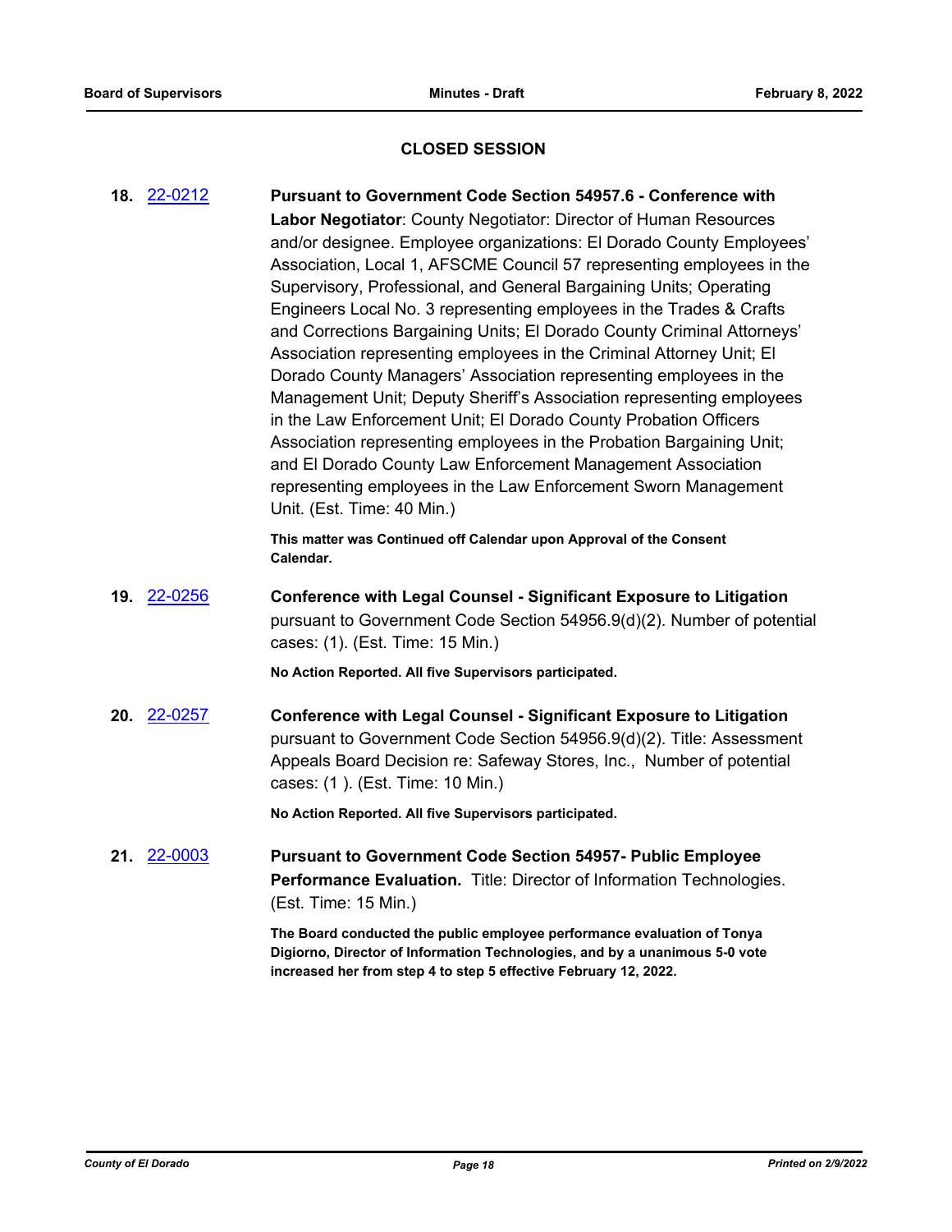## CLOSED SESSION

**18.** 22-0212 **Pursuant to Government Code Section 54957.6 - Conference with Labor Negotiator**: County Negotiator: Director of Human Resources and/or designee. Employee organizations: El Dorado County Employees' Association, Local 1, AFSCME Council 57 representing employees in the Supervisory, Professional, and General Bargaining Units; Operating Engineers Local No. 3 representing employees in the Trades & Crafts and Corrections Bargaining Units; El Dorado County Criminal Attorneys' Association representing employees in the Criminal Attorney Unit; El Dorado County Managers' Association representing employees in the Management Unit; Deputy Sheriff's Association representing employees in the Law Enforcement Unit; El Dorado County Probation Officers Association representing employees in the Probation Bargaining Unit; and El Dorado County Law Enforcement Management Association representing employees in the Law Enforcement Sworn Management Unit. (Est. Time: 40 Min.)

**This matter was Continued off Calendar upon Approval of the Consent Calendar.**

**19.** 22-0256 **Conference with Legal Counsel - Significant Exposure to Litigation** pursuant to Government Code Section 54956.9(d)(2). Number of potential cases: (1). (Est. Time: 15 Min.)

**No Action Reported. All five Supervisors participated.**

**20.** 22-0257 **Conference with Legal Counsel - Significant Exposure to Litigation** pursuant to Government Code Section 54956.9(d)(2). Title: Assessment Appeals Board Decision re: Safeway Stores, Inc., Number of potential cases: (1 ). (Est. Time: 10 Min.)

**No Action Reported. All five Supervisors participated.**

**21.** 22-0003 **Pursuant to Government Code Section 54957- Public Employee Performance Evaluation.** Title: Director of Information Technologies. (Est. Time: 15 Min.)

**The Board conducted the public employee performance evaluation of Tonya Digiorno, Director of Information Technologies, and by a unanimous 5-0 vote increased her from step 4 to step 5 effective February 12, 2022.**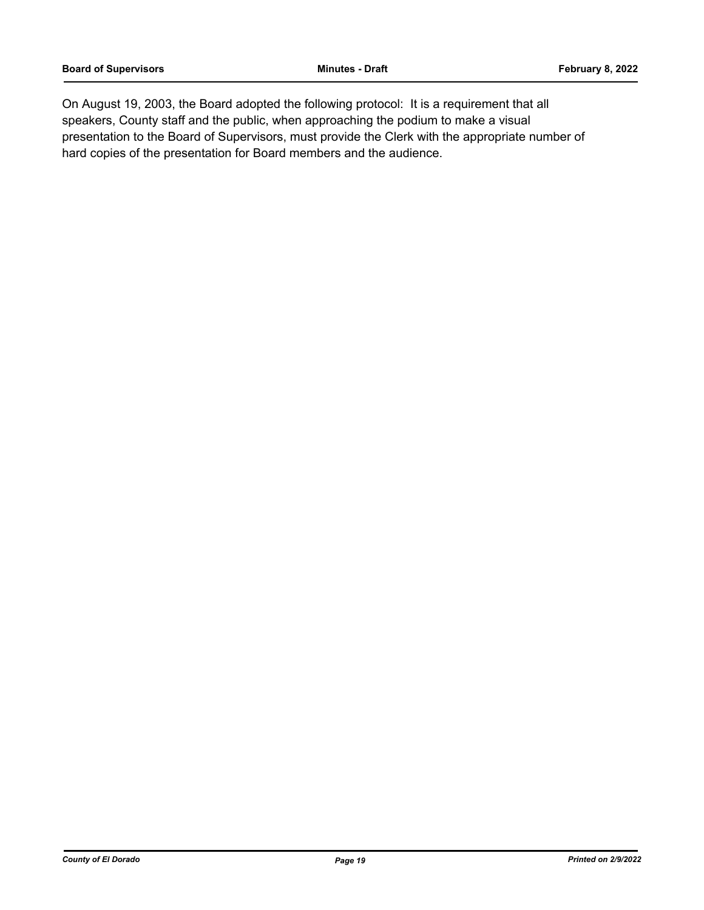On August 19, 2003, the Board adopted the following protocol: It is a requirement that all speakers, County staff and the public, when approaching the podium to make a visual presentation to the Board of Supervisors, must provide the Clerk with the appropriate number of hard copies of the presentation for Board members and the audience.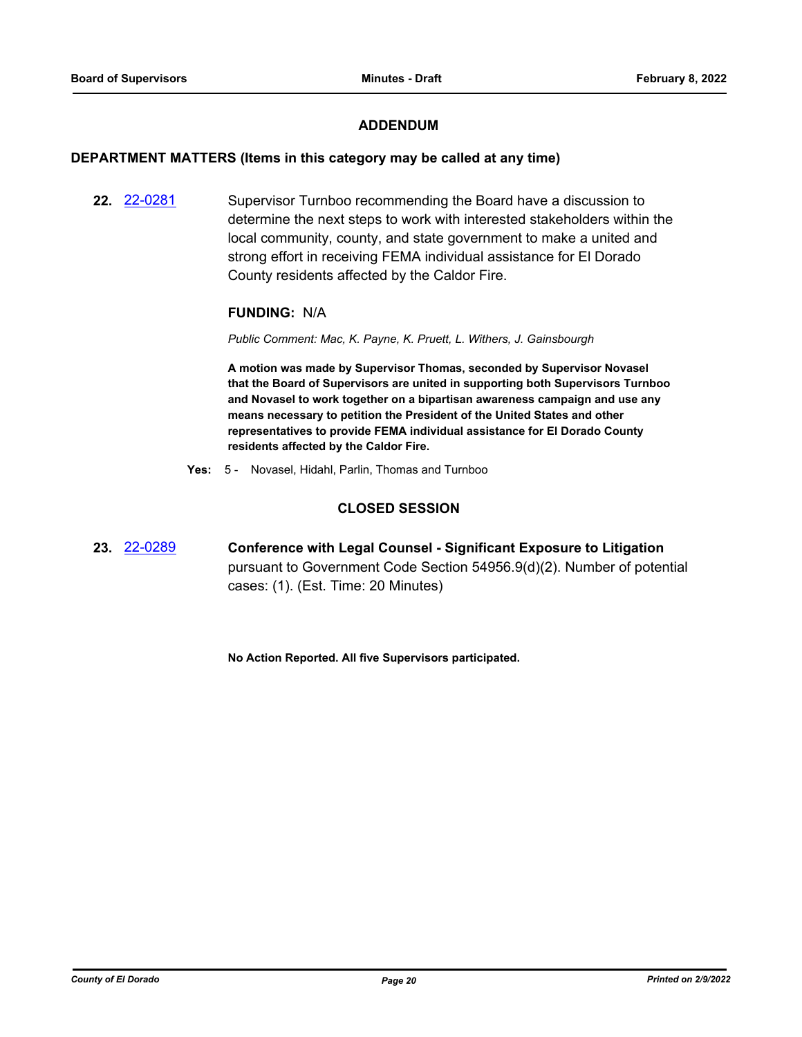## ADDENDUM

### DEPARTMENT MATTERS (Items in this category may be called at any time)

**22.** [22-0281] Supervisor Turnboo recommending the Board have a discussion to determine the next steps to work with interested stakeholders within the local community, county, and state government to make a united and strong effort in receiving FEMA individual assistance for El Dorado County residents affected by the Caldor Fire.

**FUNDING:** N/A

*Public Comment: Mac, K. Payne, K. Pruett, L. Withers, J. Gainsbourgh*

**A motion was made by Supervisor Thomas, seconded by Supervisor Novasel that the Board of Supervisors are united in supporting both Supervisors Turnboo and Novasel to work together on a bipartisan awareness campaign and use any means necessary to petition the President of the United States and other representatives to provide FEMA individual assistance for El Dorado County residents affected by the Caldor Fire.**

**Yes:** 5 - Novasel, Hidahl, Parlin, Thomas and Turnboo

## CLOSED SESSION

**23.** [22-0289] **Conference with Legal Counsel - Significant Exposure to Litigation** pursuant to Government Code Section 54956.9(d)(2). Number of potential cases: (1). (Est. Time: 20 Minutes)

**No Action Reported. All five Supervisors participated.**